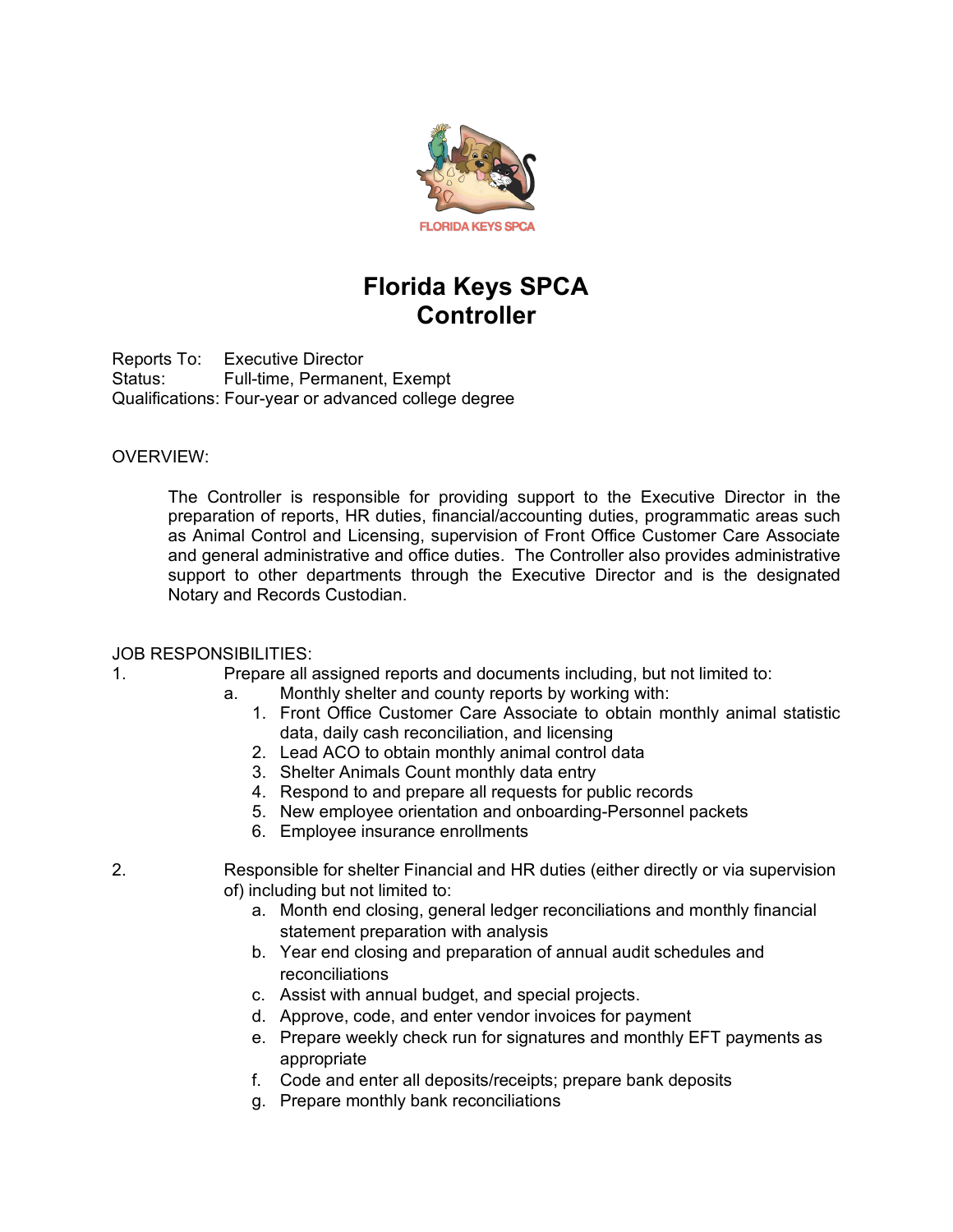FLORIDA KEYS SPCA

# Florida Keys SPCA
# Controller

Reports To: Executive Director
Status: Full-time, Permanent, Exempt
Qualifications: Four-year or advanced college degree

OVERVIEW:

The Controller is responsible for providing support to the Executive Director in the preparation of reports, HR duties, financial/accounting duties, programmatic areas such as Animal Control and Licensing, supervision of Front Office Customer Care Associate and general administrative and office duties. The Controller also provides administrative support to other departments through the Executive Director and is the designated Notary and Records Custodian.

JOB RESPONSIBILITIES:

1. Prepare all assigned reports and documents including, but not limited to:
   a. Monthly shelter and county reports by working with:
      1. Front Office Customer Care Associate to obtain monthly animal statistic data, daily cash reconciliation, and licensing
      2. Lead ACO to obtain monthly animal control data
      3. Shelter Animals Count monthly data entry
      4. Respond to and prepare all requests for public records
      5. New employee orientation and onboarding-Personnel packets
      6. Employee insurance enrollments

2. Responsible for shelter Financial and HR duties (either directly or via supervision of) including but not limited to:
   a. Month end closing, general ledger reconciliations and monthly financial statement preparation with analysis
   b. Year end closing and preparation of annual audit schedules and reconciliations
   c. Assist with annual budget, and special projects.
   d. Approve, code, and enter vendor invoices for payment
   e. Prepare weekly check run for signatures and monthly EFT payments as appropriate
   f. Code and enter all deposits/receipts; prepare bank deposits
   g. Prepare monthly bank reconciliations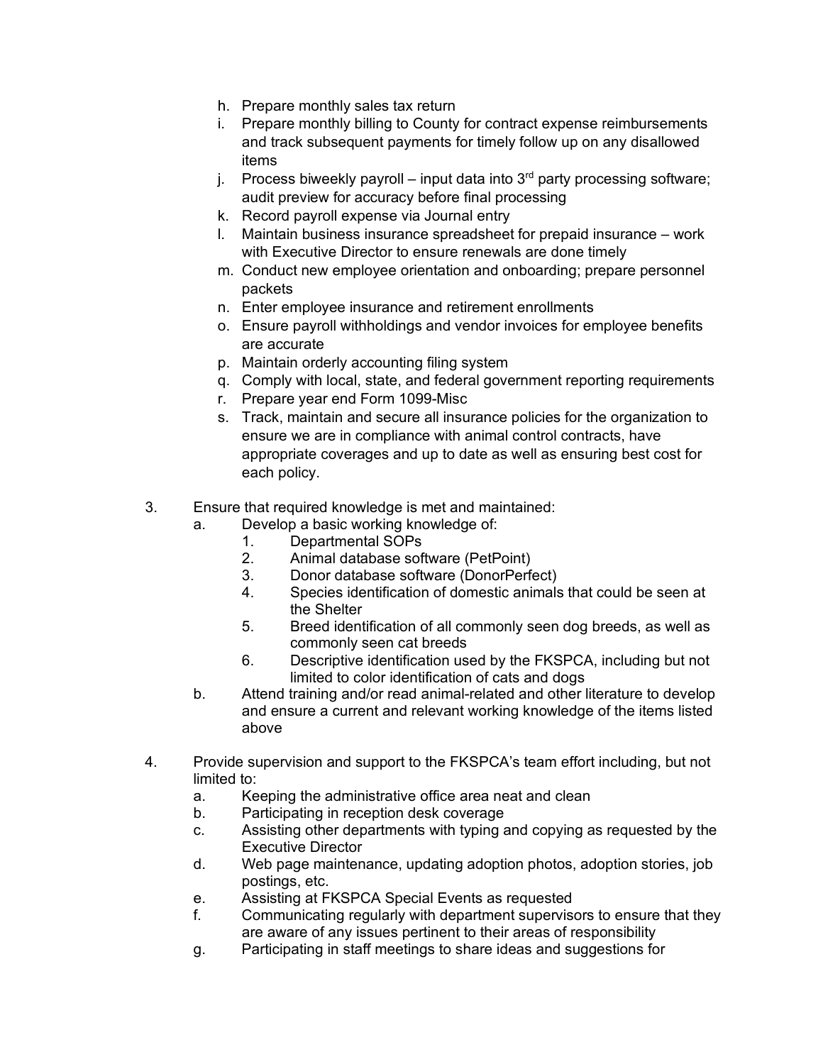h. Prepare monthly sales tax return
i. Prepare monthly billing to County for contract expense reimbursements and track subsequent payments for timely follow up on any disallowed items
j. Process biweekly payroll – input data into 3rd party processing software; audit preview for accuracy before final processing
k. Record payroll expense via Journal entry
l. Maintain business insurance spreadsheet for prepaid insurance – work with Executive Director to ensure renewals are done timely
m. Conduct new employee orientation and onboarding; prepare personnel packets
n. Enter employee insurance and retirement enrollments
o. Ensure payroll withholdings and vendor invoices for employee benefits are accurate
p. Maintain orderly accounting filing system
q. Comply with local, state, and federal government reporting requirements
r. Prepare year end Form 1099-Misc
s. Track, maintain and secure all insurance policies for the organization to ensure we are in compliance with animal control contracts, have appropriate coverages and up to date as well as ensuring best cost for each policy.

3. Ensure that required knowledge is met and maintained:
   a. Develop a basic working knowledge of:
      1. Departmental SOPs
      2. Animal database software (PetPoint)
      3. Donor database software (DonorPerfect)
      4. Species identification of domestic animals that could be seen at the Shelter
      5. Breed identification of all commonly seen dog breeds, as well as commonly seen cat breeds
      6. Descriptive identification used by the FKSPCA, including but not limited to color identification of cats and dogs
   b. Attend training and/or read animal-related and other literature to develop and ensure a current and relevant working knowledge of the items listed above

4. Provide supervision and support to the FKSPCA's team effort including, but not limited to:
   a. Keeping the administrative office area neat and clean
   b. Participating in reception desk coverage
   c. Assisting other departments with typing and copying as requested by the Executive Director
   d. Web page maintenance, updating adoption photos, adoption stories, job postings, etc.
   e. Assisting at FKSPCA Special Events as requested
   f. Communicating regularly with department supervisors to ensure that they are aware of any issues pertinent to their areas of responsibility
   g. Participating in staff meetings to share ideas and suggestions for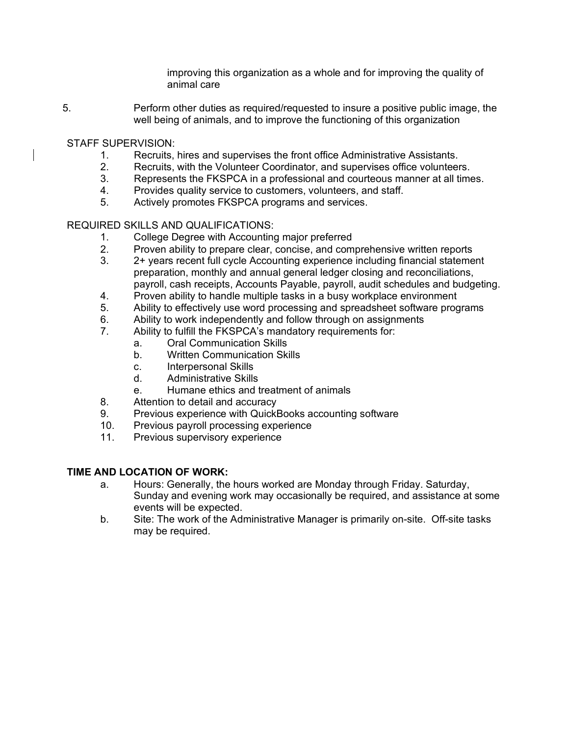improving this organization as a whole and for improving the quality of animal care

5. Perform other duties as required/requested to insure a positive public image, the well being of animals, and to improve the functioning of this organization

STAFF SUPERVISION:

1. Recruits, hires and supervises the front office Administrative Assistants.
2. Recruits, with the Volunteer Coordinator, and supervises office volunteers.
3. Represents the FKSPCA in a professional and courteous manner at all times.
4. Provides quality service to customers, volunteers, and staff.
5. Actively promotes FKSPCA programs and services.

REQUIRED SKILLS AND QUALIFICATIONS:

1. College Degree with Accounting major preferred
2. Proven ability to prepare clear, concise, and comprehensive written reports
3. 2+ years recent full cycle Accounting experience including financial statement preparation, monthly and annual general ledger closing and reconciliations, payroll, cash receipts, Accounts Payable, payroll, audit schedules and budgeting.
4. Proven ability to handle multiple tasks in a busy workplace environment
5. Ability to effectively use word processing and spreadsheet software programs
6. Ability to work independently and follow through on assignments
7. Ability to fulfill the FKSPCA's mandatory requirements for:
   a. Oral Communication Skills
   b. Written Communication Skills
   c. Interpersonal Skills
   d. Administrative Skills
   e. Humane ethics and treatment of animals
8. Attention to detail and accuracy
9. Previous experience with QuickBooks accounting software
10. Previous payroll processing experience
11. Previous supervisory experience

**TIME AND LOCATION OF WORK:**

a. Hours: Generally, the hours worked are Monday through Friday. Saturday, Sunday and evening work may occasionally be required, and assistance at some events will be expected.

b. Site: The work of the Administrative Manager is primarily on-site. Off-site tasks may be required.